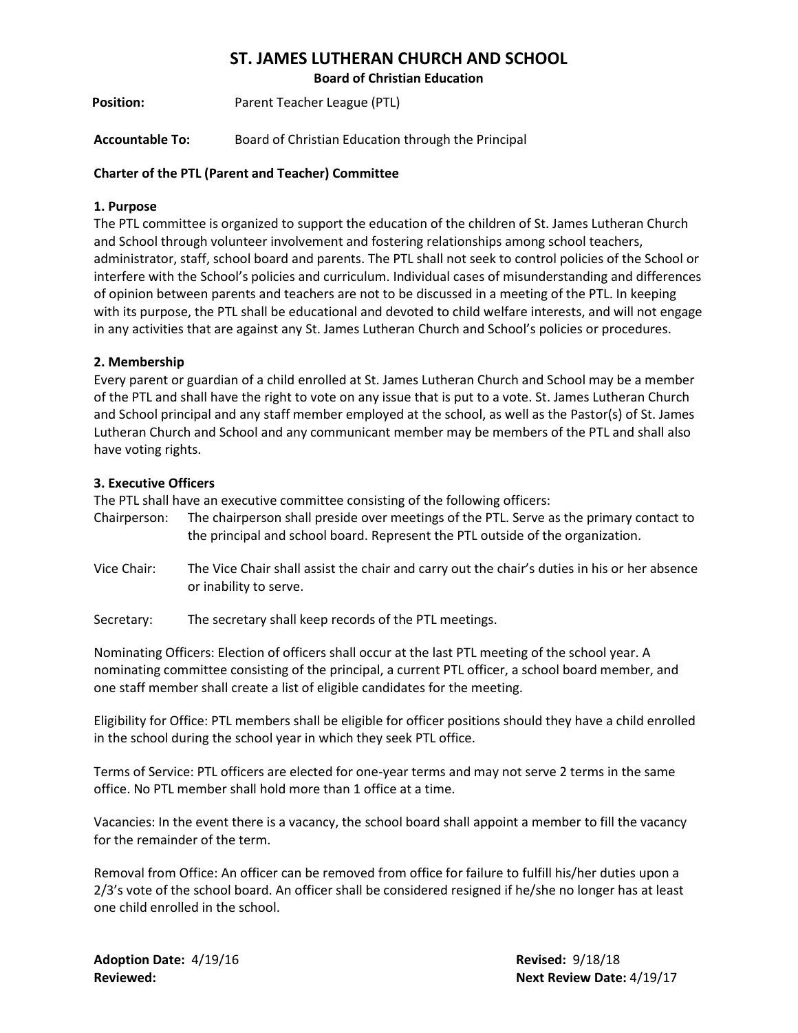# ST. JAMES LUTHERAN CHURCH AND SCHOOL

**Board of Christian Education**

**Position:** Parent Teacher League (PTL)

**Accountable To:** Board of Christian Education through the Principal

**Charter of the PTL (Parent and Teacher) Committee**

**1. Purpose**

The PTL committee is organized to support the education of the children of St. James Lutheran Church and School through volunteer involvement and fostering relationships among school teachers, administrator, staff, school board and parents. The PTL shall not seek to control policies of the School or interfere with the School's policies and curriculum. Individual cases of misunderstanding and differences of opinion between parents and teachers are not to be discussed in a meeting of the PTL. In keeping with its purpose, the PTL shall be educational and devoted to child welfare interests, and will not engage in any activities that are against any St. James Lutheran Church and School's policies or procedures.

**2. Membership**

Every parent or guardian of a child enrolled at St. James Lutheran Church and School may be a member of the PTL and shall have the right to vote on any issue that is put to a vote. St. James Lutheran Church and School principal and any staff member employed at the school, as well as the Pastor(s) of St. James Lutheran Church and School and any communicant member may be members of the PTL and shall also have voting rights.

**3. Executive Officers**

The PTL shall have an executive committee consisting of the following officers:

Chairperson: The chairperson shall preside over meetings of the PTL. Serve as the primary contact to the principal and school board. Represent the PTL outside of the organization.

Vice Chair: The Vice Chair shall assist the chair and carry out the chair's duties in his or her absence or inability to serve.

Secretary: The secretary shall keep records of the PTL meetings.

Nominating Officers: Election of officers shall occur at the last PTL meeting of the school year. A nominating committee consisting of the principal, a current PTL officer, a school board member, and one staff member shall create a list of eligible candidates for the meeting.

Eligibility for Office: PTL members shall be eligible for officer positions should they have a child enrolled in the school during the school year in which they seek PTL office.

Terms of Service: PTL officers are elected for one-year terms and may not serve 2 terms in the same office. No PTL member shall hold more than 1 office at a time.

Vacancies: In the event there is a vacancy, the school board shall appoint a member to fill the vacancy for the remainder of the term.

Removal from Office: An officer can be removed from office for failure to fulfill his/her duties upon a 2/3's vote of the school board. An officer shall be considered resigned if he/she no longer has at least one child enrolled in the school.

**Adoption Date:** 4/19/16
**Revised:** 9/18/18
**Reviewed:**
**Next Review Date:** 4/19/17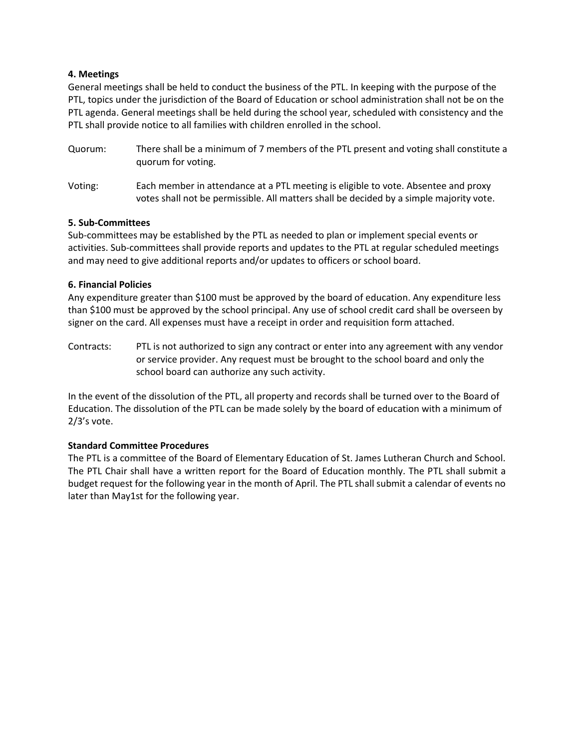**4. Meetings**

General meetings shall be held to conduct the business of the PTL. In keeping with the purpose of the PTL, topics under the jurisdiction of the Board of Education or school administration shall not be on the PTL agenda. General meetings shall be held during the school year, scheduled with consistency and the PTL shall provide notice to all families with children enrolled in the school.

Quorum: There shall be a minimum of 7 members of the PTL present and voting shall constitute a quorum for voting.

Voting: Each member in attendance at a PTL meeting is eligible to vote. Absentee and proxy votes shall not be permissible. All matters shall be decided by a simple majority vote.

**5. Sub-Committees**

Sub-committees may be established by the PTL as needed to plan or implement special events or activities. Sub-committees shall provide reports and updates to the PTL at regular scheduled meetings and may need to give additional reports and/or updates to officers or school board.

**6. Financial Policies**

Any expenditure greater than $100 must be approved by the board of education. Any expenditure less than $100 must be approved by the school principal. Any use of school credit card shall be overseen by signer on the card. All expenses must have a receipt in order and requisition form attached.

Contracts: PTL is not authorized to sign any contract or enter into any agreement with any vendor or service provider. Any request must be brought to the school board and only the school board can authorize any such activity.

In the event of the dissolution of the PTL, all property and records shall be turned over to the Board of Education. The dissolution of the PTL can be made solely by the board of education with a minimum of 2/3's vote.

**Standard Committee Procedures**

The PTL is a committee of the Board of Elementary Education of St. James Lutheran Church and School. The PTL Chair shall have a written report for the Board of Education monthly. The PTL shall submit a budget request for the following year in the month of April. The PTL shall submit a calendar of events no later than May1st for the following year.